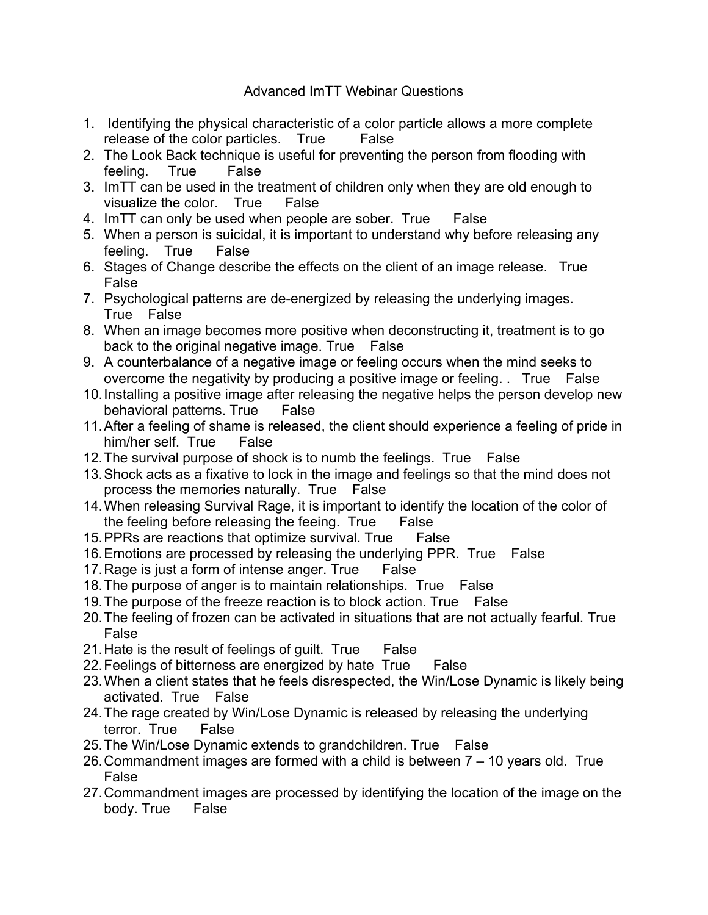Advanced ImTT Webinar Questions

1. Identifying the physical characteristic of a color particle allows a more complete release of the color particles. True False
2. The Look Back technique is useful for preventing the person from flooding with feeling. True False
3. ImTT can be used in the treatment of children only when they are old enough to visualize the color. True False
4. ImTT can only be used when people are sober. True False
5. When a person is suicidal, it is important to understand why before releasing any feeling. True False
6. Stages of Change describe the effects on the client of an image release. True False
7. Psychological patterns are de-energized by releasing the underlying images. True False
8. When an image becomes more positive when deconstructing it, treatment is to go back to the original negative image. True False
9. A counterbalance of a negative image or feeling occurs when the mind seeks to overcome the negativity by producing a positive image or feeling. . True False
10. Installing a positive image after releasing the negative helps the person develop new behavioral patterns. True False
11. After a feeling of shame is released, the client should experience a feeling of pride in him/her self. True False
12. The survival purpose of shock is to numb the feelings. True False
13. Shock acts as a fixative to lock in the image and feelings so that the mind does not process the memories naturally. True False
14. When releasing Survival Rage, it is important to identify the location of the color of the feeling before releasing the feeing. True False
15. PPRs are reactions that optimize survival. True False
16. Emotions are processed by releasing the underlying PPR. True False
17. Rage is just a form of intense anger. True False
18. The purpose of anger is to maintain relationships. True False
19. The purpose of the freeze reaction is to block action. True False
20. The feeling of frozen can be activated in situations that are not actually fearful. True False
21. Hate is the result of feelings of guilt. True False
22. Feelings of bitterness are energized by hate True False
23. When a client states that he feels disrespected, the Win/Lose Dynamic is likely being activated. True False
24. The rage created by Win/Lose Dynamic is released by releasing the underlying terror. True False
25. The Win/Lose Dynamic extends to grandchildren. True False
26. Commandment images are formed with a child is between 7 – 10 years old. True False
27. Commandment images are processed by identifying the location of the image on the body. True False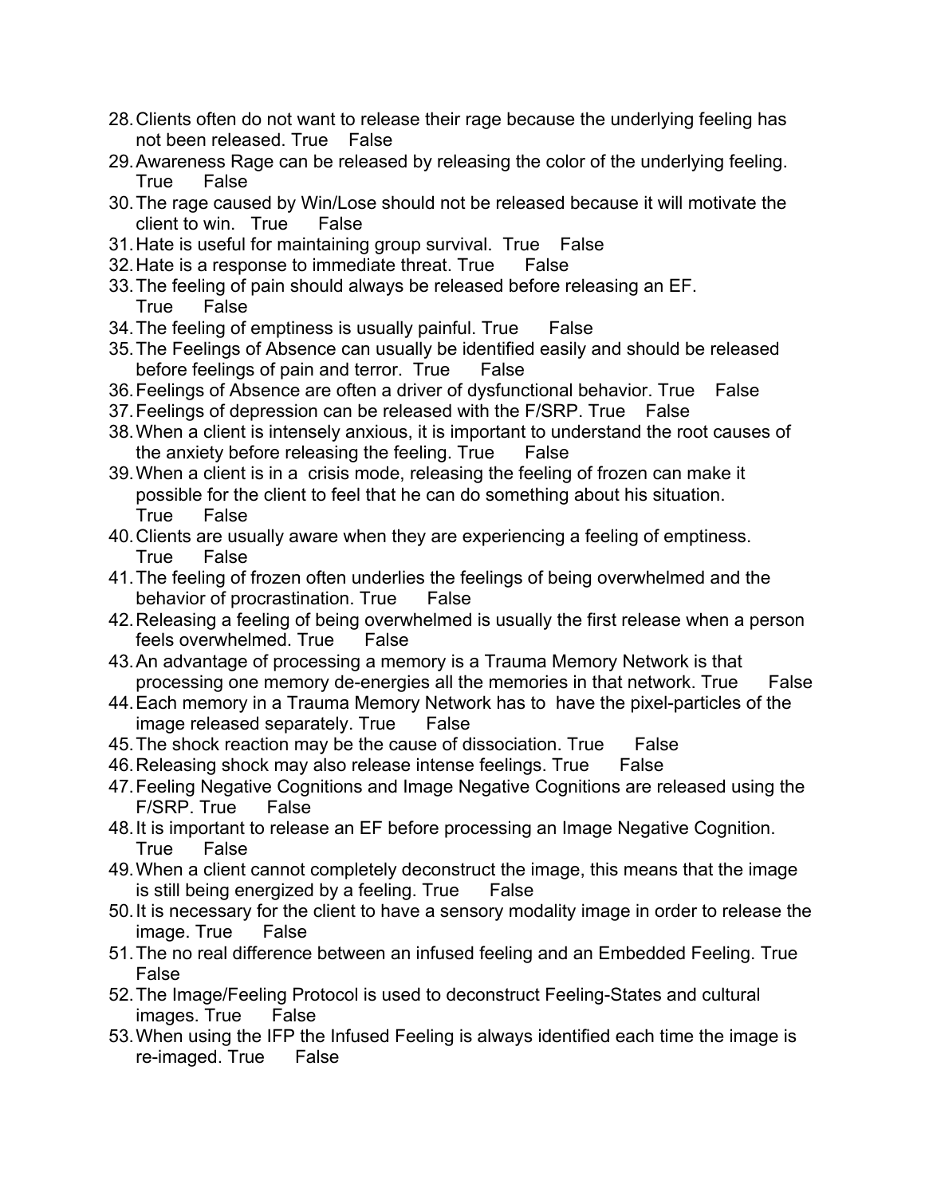28. Clients often do not want to release their rage because the underlying feeling has not been released. True False
29. Awareness Rage can be released by releasing the color of the underlying feeling. True False
30. The rage caused by Win/Lose should not be released because it will motivate the client to win. True False
31. Hate is useful for maintaining group survival. True False
32. Hate is a response to immediate threat. True False
33. The feeling of pain should always be released before releasing an EF. True False
34. The feeling of emptiness is usually painful. True False
35. The Feelings of Absence can usually be identified easily and should be released before feelings of pain and terror. True False
36. Feelings of Absence are often a driver of dysfunctional behavior. True False
37. Feelings of depression can be released with the F/SRP. True False
38. When a client is intensely anxious, it is important to understand the root causes of the anxiety before releasing the feeling. True False
39. When a client is in a crisis mode, releasing the feeling of frozen can make it possible for the client to feel that he can do something about his situation. True False
40. Clients are usually aware when they are experiencing a feeling of emptiness. True False
41. The feeling of frozen often underlies the feelings of being overwhelmed and the behavior of procrastination. True False
42. Releasing a feeling of being overwhelmed is usually the first release when a person feels overwhelmed. True False
43. An advantage of processing a memory is a Trauma Memory Network is that processing one memory de-energies all the memories in that network. True False
44. Each memory in a Trauma Memory Network has to have the pixel-particles of the image released separately. True False
45. The shock reaction may be the cause of dissociation. True False
46. Releasing shock may also release intense feelings. True False
47. Feeling Negative Cognitions and Image Negative Cognitions are released using the F/SRP. True False
48. It is important to release an EF before processing an Image Negative Cognition. True False
49. When a client cannot completely deconstruct the image, this means that the image is still being energized by a feeling. True False
50. It is necessary for the client to have a sensory modality image in order to release the image. True False
51. The no real difference between an infused feeling and an Embedded Feeling. True False
52. The Image/Feeling Protocol is used to deconstruct Feeling-States and cultural images. True False
53. When using the IFP the Infused Feeling is always identified each time the image is re-imaged. True False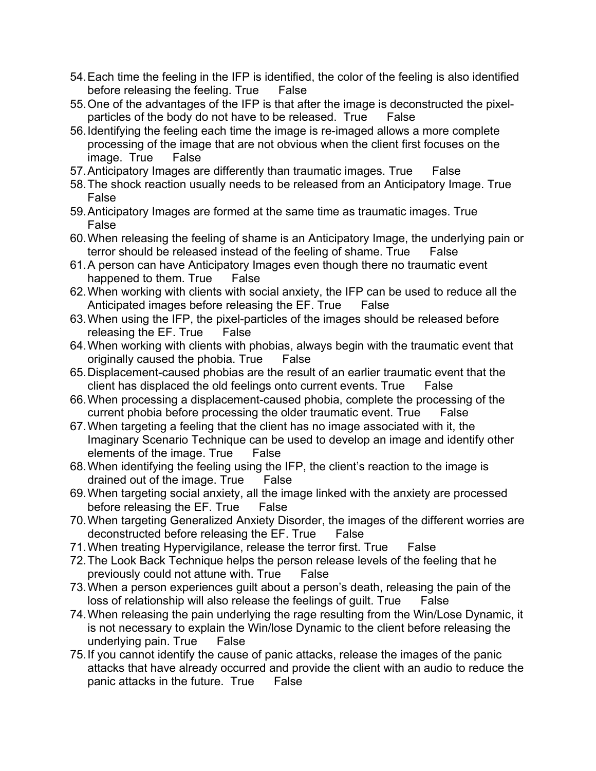54. Each time the feeling in the IFP is identified, the color of the feeling is also identified before releasing the feeling. True False
55. One of the advantages of the IFP is that after the image is deconstructed the pixel-particles of the body do not have to be released. True False
56. Identifying the feeling each time the image is re-imaged allows a more complete processing of the image that are not obvious when the client first focuses on the image. True False
57. Anticipatory Images are differently than traumatic images. True False
58. The shock reaction usually needs to be released from an Anticipatory Image. True False
59. Anticipatory Images are formed at the same time as traumatic images. True False
60. When releasing the feeling of shame is an Anticipatory Image, the underlying pain or terror should be released instead of the feeling of shame. True False
61. A person can have Anticipatory Images even though there no traumatic event happened to them. True False
62. When working with clients with social anxiety, the IFP can be used to reduce all the Anticipated images before releasing the EF. True False
63. When using the IFP, the pixel-particles of the images should be released before releasing the EF. True False
64. When working with clients with phobias, always begin with the traumatic event that originally caused the phobia. True False
65. Displacement-caused phobias are the result of an earlier traumatic event that the client has displaced the old feelings onto current events. True False
66. When processing a displacement-caused phobia, complete the processing of the current phobia before processing the older traumatic event. True False
67. When targeting a feeling that the client has no image associated with it, the Imaginary Scenario Technique can be used to develop an image and identify other elements of the image. True False
68. When identifying the feeling using the IFP, the client's reaction to the image is drained out of the image. True False
69. When targeting social anxiety, all the image linked with the anxiety are processed before releasing the EF. True False
70. When targeting Generalized Anxiety Disorder, the images of the different worries are deconstructed before releasing the EF. True False
71. When treating Hypervigilance, release the terror first. True False
72. The Look Back Technique helps the person release levels of the feeling that he previously could not attune with. True False
73. When a person experiences guilt about a person's death, releasing the pain of the loss of relationship will also release the feelings of guilt. True False
74. When releasing the pain underlying the rage resulting from the Win/Lose Dynamic, it is not necessary to explain the Win/lose Dynamic to the client before releasing the underlying pain. True False
75. If you cannot identify the cause of panic attacks, release the images of the panic attacks that have already occurred and provide the client with an audio to reduce the panic attacks in the future. True False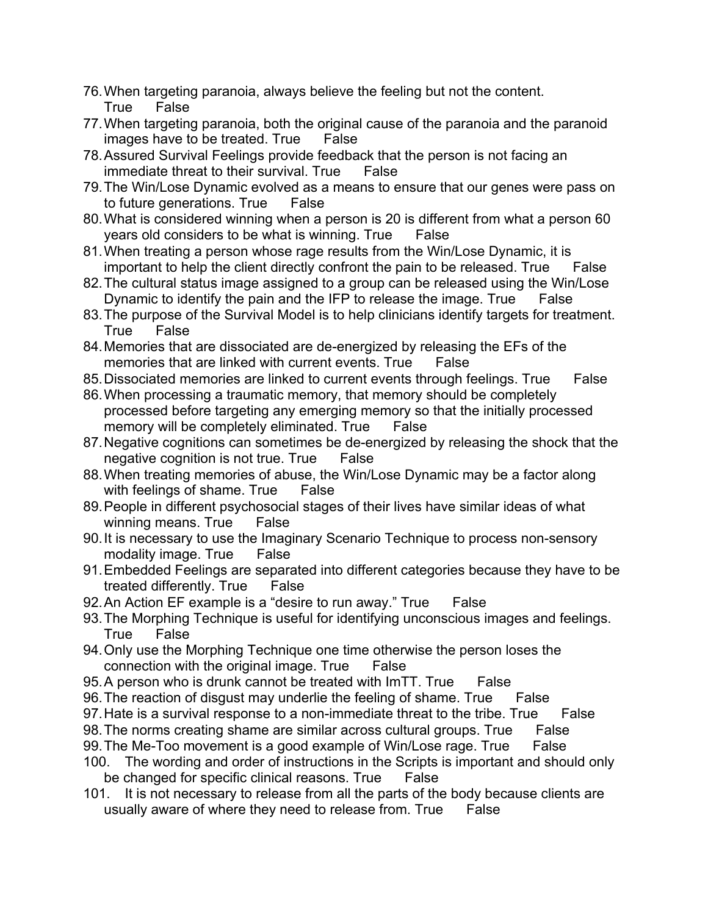76. When targeting paranoia, always believe the feeling but not the content. True False
77. When targeting paranoia, both the original cause of the paranoia and the paranoid images have to be treated. True False
78. Assured Survival Feelings provide feedback that the person is not facing an immediate threat to their survival. True False
79. The Win/Lose Dynamic evolved as a means to ensure that our genes were pass on to future generations. True False
80. What is considered winning when a person is 20 is different from what a person 60 years old considers to be what is winning. True False
81. When treating a person whose rage results from the Win/Lose Dynamic, it is important to help the client directly confront the pain to be released. True False
82. The cultural status image assigned to a group can be released using the Win/Lose Dynamic to identify the pain and the IFP to release the image. True False
83. The purpose of the Survival Model is to help clinicians identify targets for treatment. True False
84. Memories that are dissociated are de-energized by releasing the EFs of the memories that are linked with current events. True False
85. Dissociated memories are linked to current events through feelings. True False
86. When processing a traumatic memory, that memory should be completely processed before targeting any emerging memory so that the initially processed memory will be completely eliminated. True False
87. Negative cognitions can sometimes be de-energized by releasing the shock that the negative cognition is not true. True False
88. When treating memories of abuse, the Win/Lose Dynamic may be a factor along with feelings of shame. True False
89. People in different psychosocial stages of their lives have similar ideas of what winning means. True False
90. It is necessary to use the Imaginary Scenario Technique to process non-sensory modality image. True False
91. Embedded Feelings are separated into different categories because they have to be treated differently. True False
92. An Action EF example is a "desire to run away." True False
93. The Morphing Technique is useful for identifying unconscious images and feelings. True False
94. Only use the Morphing Technique one time otherwise the person loses the connection with the original image. True False
95. A person who is drunk cannot be treated with ImTT. True False
96. The reaction of disgust may underlie the feeling of shame. True False
97. Hate is a survival response to a non-immediate threat to the tribe. True False
98. The norms creating shame are similar across cultural groups. True False
99. The Me-Too movement is a good example of Win/Lose rage. True False
100. The wording and order of instructions in the Scripts is important and should only be changed for specific clinical reasons. True False
101. It is not necessary to release from all the parts of the body because clients are usually aware of where they need to release from. True False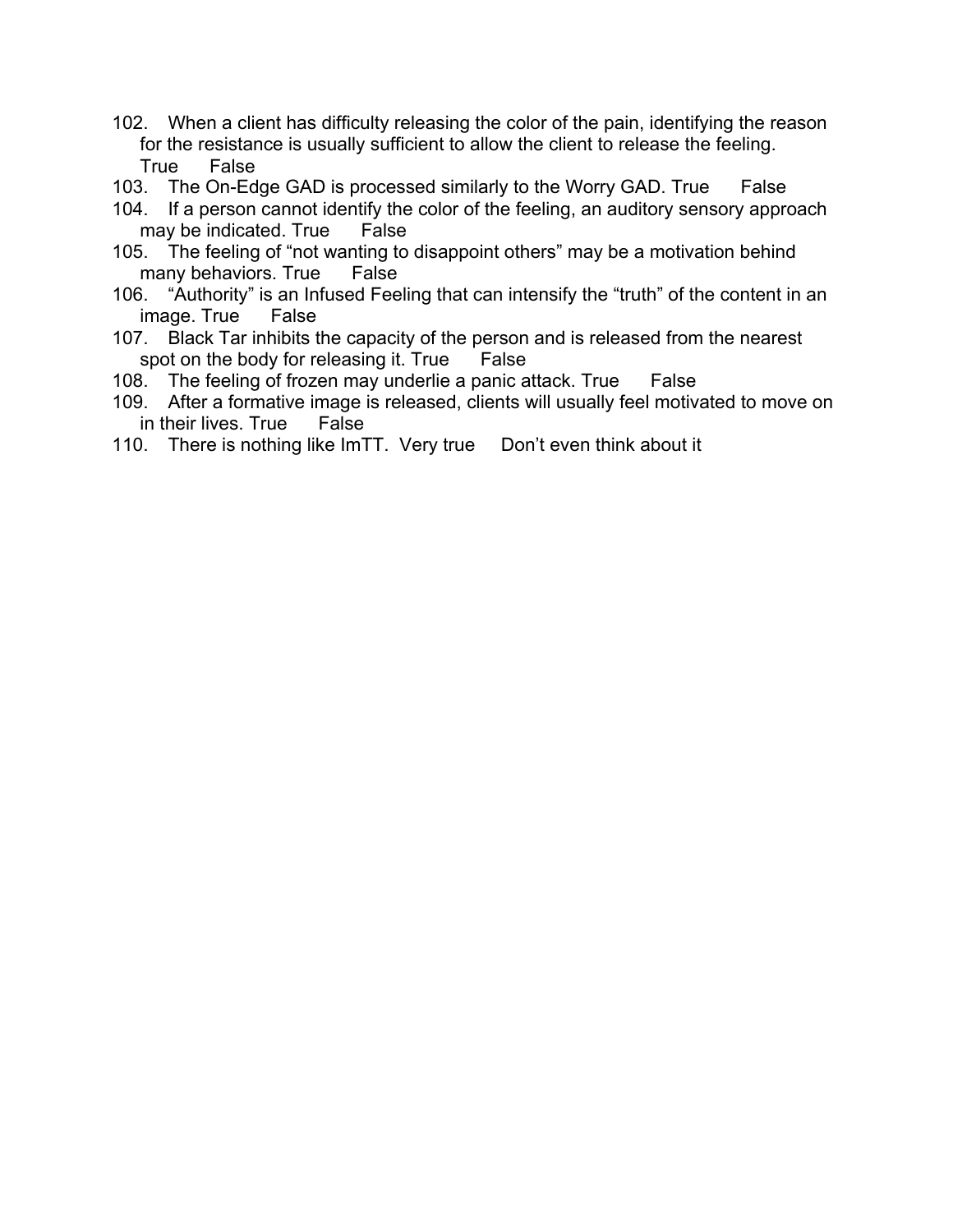102. When a client has difficulty releasing the color of the pain, identifying the reason for the resistance is usually sufficient to allow the client to release the feeling. True False
103. The On-Edge GAD is processed similarly to the Worry GAD. True False
104. If a person cannot identify the color of the feeling, an auditory sensory approach may be indicated. True False
105. The feeling of "not wanting to disappoint others" may be a motivation behind many behaviors. True False
106. "Authority" is an Infused Feeling that can intensify the "truth" of the content in an image. True False
107. Black Tar inhibits the capacity of the person and is released from the nearest spot on the body for releasing it. True False
108. The feeling of frozen may underlie a panic attack. True False
109. After a formative image is released, clients will usually feel motivated to move on in their lives. True False
110. There is nothing like ImTT. Very true Don't even think about it